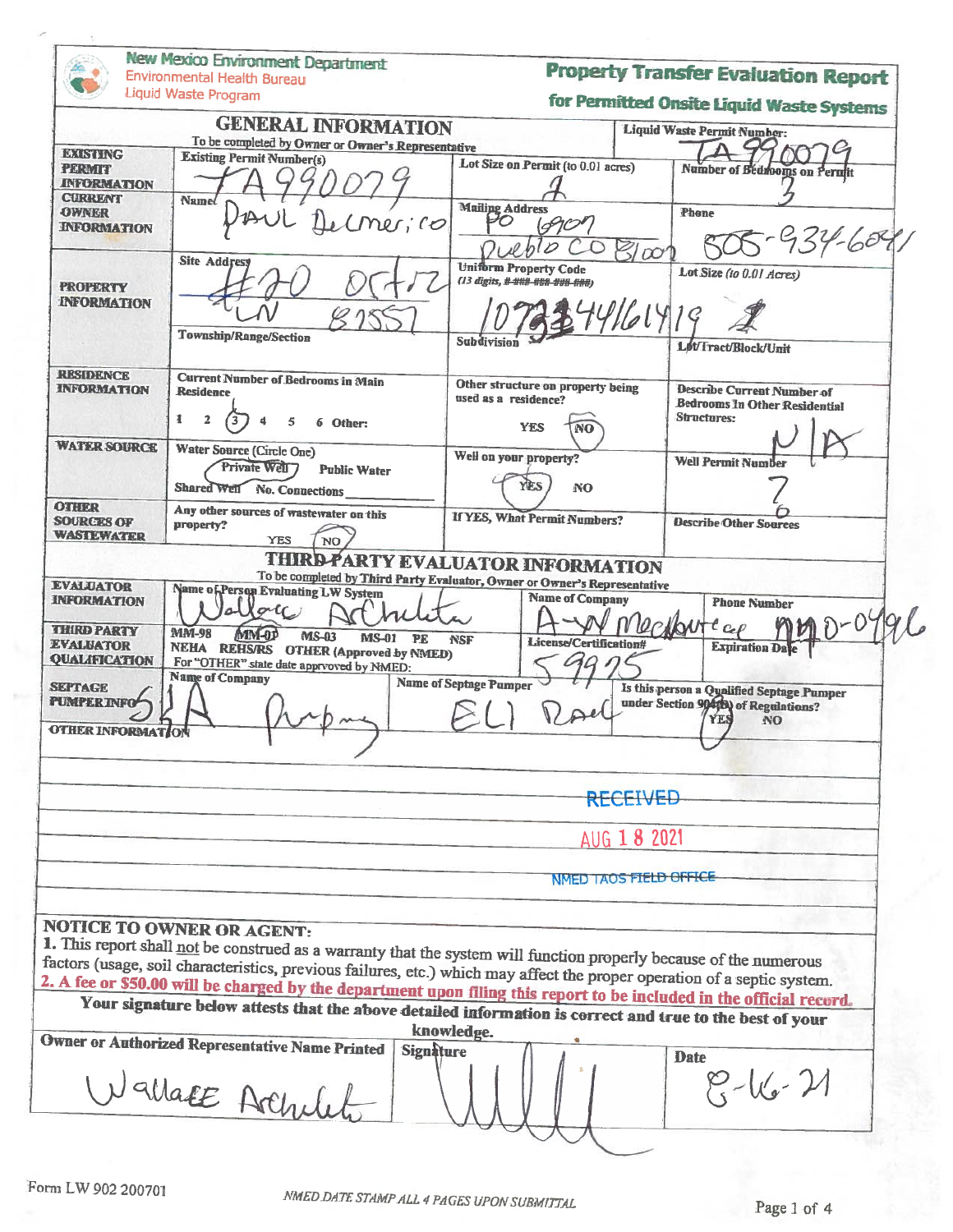New Mexico Environment Department
Environmental Health Bureau
Liquid Waste Program

# Property Transfer Evaluation Report for Permitted Onsite Liquid Waste Systems

## GENERAL INFORMATION

To be completed by Owner or Owner's Representative

**Liquid Waste Permit Number:** TA 990079

| | | | |
|---|---|---|---|
| **EXISTING PERMIT INFORMATION** | Existing Permit Number(s): TA 990079 | Lot Size on Permit (to 0.01 acres): 4 | Number of Bedrooms on Permit: 3 |
| **CURRENT OWNER INFORMATION** | Name: PAUL DeLmerico | Mailing Address: PO 6907 Pueblo CO 81007 | Phone: 505-934-6041 |
| **PROPERTY INFORMATION** | Site Address: #20 Ortiz LN 87557 | Uniform Property Code (13 digits, #-###-###-###-###): 1073344161419 | Lot Size (to 0.01 Acres): 4 |
| | Township/Range/Section | Subdivision | Lot/Tract/Block/Unit |
| **RESIDENCE INFORMATION** | Current Number of Bedrooms in Main Residence: 1 2 (3) 4 5 6 Other: | Other structure on property being used as a residence? YES (NO) | Describe Current Number of Bedrooms In Other Residential Structures: N/A |
| **WATER SOURCE** | Water Source (Circle One): (Private Well) Public Water Shared Well No. Connections ____ | Well on your property? (YES) NO | Well Permit Number: ? |
| **OTHER SOURCES OF WASTEWATER** | Any other sources of wastewater on this property? YES (NO) | If YES, What Permit Numbers? | Describe Other Sources |

## THIRD PARTY EVALUATOR INFORMATION

To be completed by Third Party Evaluator, Owner or Owner's Representative

| | | | |
|---|---|---|---|
| **EVALUATOR INFORMATION** | Name of Person Evaluating LW System: Wallace Archuleta | Name of Company: A-W Mechanical | Phone Number: 770-0496 |
| **THIRD PARTY EVALUATOR QUALIFICATION** | MM-98 (MM-02) MS-03 MS-01 PE NSF NEHA REHS/RS OTHER (Approved by NMED) For "OTHER" state date approved by NMED: | License/Certification#: 59975 | Expiration Date |
| **SEPTAGE PUMPER INFO** | Name of Company: S&A Pumping | Name of Septage Pumper: ELI Rael | Is this person a Qualified Septage Pumper under Section 904(B) of Regulations? (YES) NO |

**OTHER INFORMATION**

RECEIVED
AUG 18 2021
NMED TAOS FIELD OFFICE

**NOTICE TO OWNER OR AGENT:**

**1.** This report shall not be construed as a warranty that the system will function properly because of the numerous factors (usage, soil characteristics, previous failures, etc.) which may affect the proper operation of a septic system.

**2. A fee or $50.00 will be charged by the department upon filing this report to be included in the official record.**

**Your signature below attests that the above detailed information is correct and true to the best of your knowledge.**

| Owner or Authorized Representative Name Printed | Signature | Date |
|---|---|---|
| WallacE Archuleta | [signature] | 8-16-21 |

Form LW 902 200701

*NMED DATE STAMP ALL 4 PAGES UPON SUBMITTAL*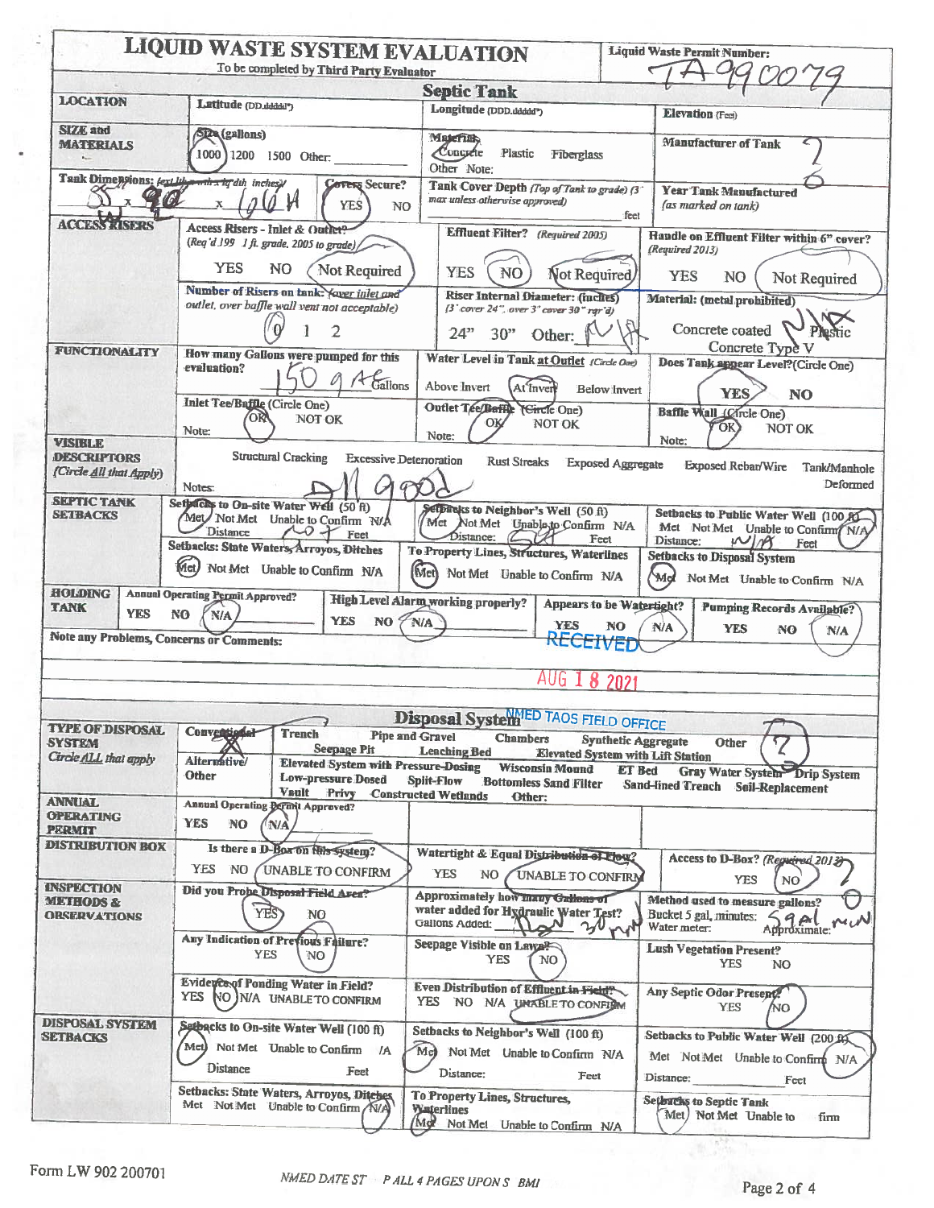# LIQUID WASTE SYSTEM EVALUATION

To be completed by Third Party Evaluator

**Liquid Waste Permit Number:** TA990079

## Septic Tank

| | | | |
|---|---|---|---|
| **LOCATION** | Latitude (DD.ddddd°) | Longitude (DDD.ddddd°) | Elevation (Feet) |
| **SIZE and MATERIALS** | Size (gallons): (1000) 1200 1500 Other: | Materials: (Concrete) Plastic Fiberglass Other Note: | Manufacturer of Tank: ? |
| Tank Dimensions: (ext l x w x h / int l x w x h / depth inches) 55 x 90 x 60 H | Covers Secure? (YES) NO | Tank Cover Depth (Top of Tank to grade) (3' max unless otherwise approved) ___ feet | Year Tank Manufactured (as marked on tank): ? |
| **ACCESS RISERS** | Access Risers - Inlet & Outlet? (Req'd 199_ 1 ft. grade, 2005 to grade) YES NO (Not Required) | Effluent Filter? (Required 2005) YES (NO) (Not Required) | Handle on Effluent Filter within 6" cover? (Required 2013) YES NO (Not Required) |
| | Number of Risers on tank: (over inlet and outlet, over baffle wall vent not acceptable) (0) 1 2 | Riser Internal Diameter: (inches) (3' cover 24", over 3' cover 30" rqr'd) 24" 30" Other: N/A | Material: (metal prohibited) Concrete coated Plastic Concrete Type V — N/A |
| **FUNCTIONALITY** | How many Gallons were pumped for this evaluation? 150 gal Gallons | Water Level in Tank at Outlet (Circle One) Above Invert (At Invert) Below Invert | Does Tank appear Level? (Circle One) (YES) NO |
| | Inlet Tee/Baffle (Circle One) (OK) NOT OK Note: | Outlet Tee/Baffle (Circle One) (OK) NOT OK Note: | Baffle Wall (Circle One) (OK) NOT OK Note: |
| **VISIBLE DESCRIPTORS** (Circle All that Apply) | Structural Cracking, Excessive Deterioration, Rust Streaks, Exposed Aggregate, Exposed Rebar/Wire, Tank/Manhole Deformed. Notes: All good | | |
| **SEPTIC TANK SETBACKS** | Setbacks to On-site Water Well (50 ft): (Met) Not Met Unable to Confirm N/A Distance 70+ Feet | Setbacks to Neighbor's Well (50 ft): (Met) Not Met Unable to Confirm N/A Distance: ___ Feet | Setbacks to Public Water Well (100 ft): Met Not Met Unable to Confirm (N/A) Distance: N/A Feet |
| | Setbacks: State Waters, Arroyos, Ditches: (Met) Not Met Unable to Confirm N/A | To Property Lines, Structures, Waterlines: (Met) Not Met Unable to Confirm N/A | Setbacks to Disposal System: (Met) Not Met Unable to Confirm N/A |
| **HOLDING TANK** | Annual Operating Permit Approved? YES NO (N/A) | High Level Alarm working properly? YES NO (N/A) | Appears to be Watertight? YES NO (N/A) / Pumping Records Available? YES NO (N/A) |

**Note any Problems, Concerns or Comments:**

RECEIVED AUG 18 2021 NMED TAOS FIELD OFFICE

## Disposal System

| | | | |
|---|---|---|---|
| **TYPE OF DISPOSAL SYSTEM** (Circle ALL that apply) | Conventional: Trench, Pipe and Gravel, Chambers, Synthetic Aggregate, Seepage Pit, Leaching Bed, Elevated System with Lift Station, Other (?) | | |
| | Alternative/Other: Elevated System with Pressure-Dosing, Wisconsin Mound, ET Bed, Gray Water System, Drip System, Low-pressure Dosed, Split-Flow, Bottomless Sand Filter, Sand-lined Trench, Soil-Replacement, Vault, Privy, Constructed Wetlands, Other: | | |
| **ANNUAL OPERATING PERMIT** | Annual Operating Permit Approved? YES NO (N/A) | | |
| **DISTRIBUTION BOX** | Is there a D-Box on this system? YES NO (UNABLE TO CONFIRM) | Watertight & Equal Distribution of Flow? YES NO (UNABLE TO CONFIRM) | Access to D-Box? (Required 2013) YES (NO) |
| **INSPECTION METHODS & OBSERVATIONS** | Did you Probe Disposal Field Area? (YES) NO | Approximately how many Gallons of water added for Hydraulic Water Test? Gallons Added: 30 min | Method used to measure gallons? Bucket 5 gal, minutes: Water meter: Approximate: 5 gal/min |
| | Any Indication of Previous Failure? YES (NO) | Seepage Visible on Lawn? YES (NO) | Lush Vegetation Present? YES NO |
| | Evidence of Ponding Water in Field? YES (NO) N/A UNABLE TO CONFIRM | Even Distribution of Effluent in Field? YES NO N/A (UNABLE TO CONFIRM) | Any Septic Odor Present? YES (NO) |
| **DISPOSAL SYSTEM SETBACKS** | Setbacks to On-site Water Well (100 ft): (Met) Not Met Unable to Confirm N/A Distance ___ Feet | Setbacks to Neighbor's Well (100 ft): (Met) Not Met Unable to Confirm N/A Distance: ___ Feet | Setbacks to Public Water Well (200 ft): Met Not Met Unable to Confirm (N/A) Distance: ___ Feet |
| | Setbacks: State Waters, Arroyos, Ditches: Met Not Met Unable to Confirm (N/A) | To Property Lines, Structures, Waterlines: (Met) Not Met Unable to Confirm N/A | Setbacks to Septic Tank: (Met) Not Met Unable to Confirm |

Form LW 902 200701 NMED DATE ST P ALL 4 PAGES UPON S BMI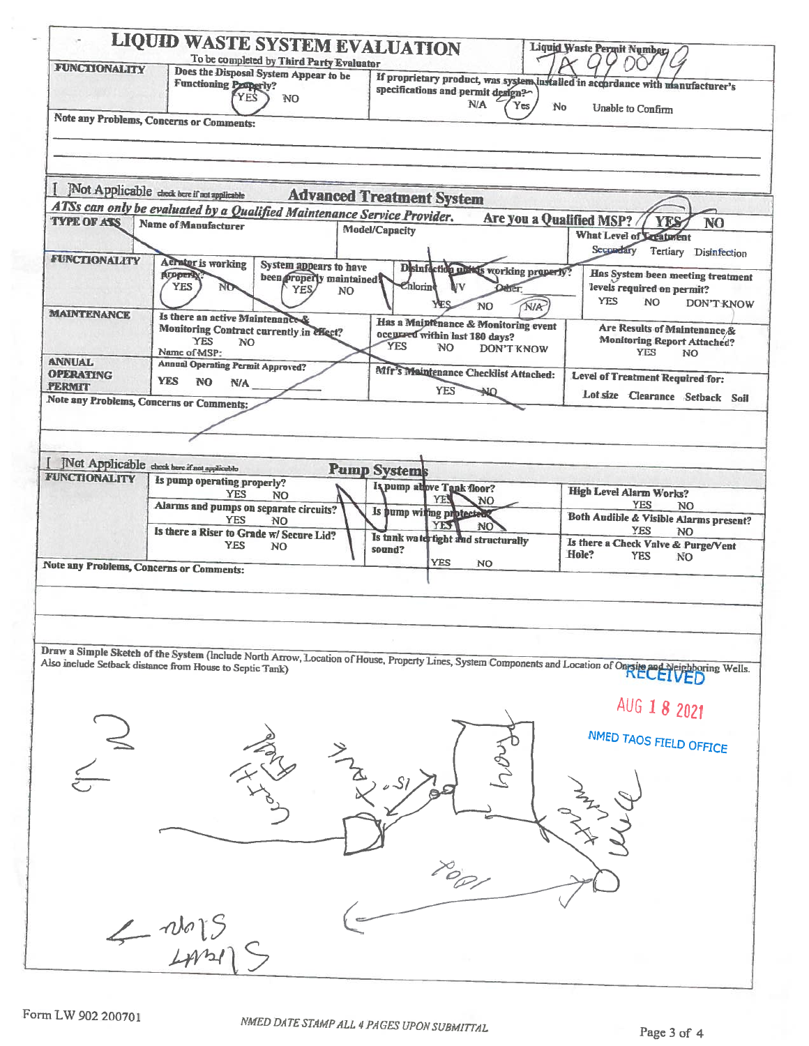# LIQUID WASTE SYSTEM EVALUATION

To be completed by Third Party Evaluator

**Liquid Waste Permit Number:** TA990079

| FUNCTIONALITY | Does the Disposal System Appear to be Functioning Properly? (YES) NO | If proprietary product, was system installed in accordance with manufacturer's specifications and permit design? N/A (Yes) No Unable to Confirm |
|---|---|---|

**Note any Problems, Concerns or Comments:**

---

[ ] Not Applicable *check here if not applicable*

## Advanced Treatment System

***ATSs can only be evaluated by a Qualified Maintenance Service Provider.*** **Are you a Qualified MSP?** (YES) NO

| TYPE OF ATS | Name of Manufacturer | Model/Capacity | What Level of Treatment: Secondary Tertiary Disinfection |
|---|---|---|---|
| **FUNCTIONALITY** | Aerator is working properly? YES NO / System appears to have been properly maintained? YES NO | Disinfection units working properly? Chlorine UV Other: YES NO (N/A) | Has System been meeting treatment levels required on permit? YES NO DON'T KNOW |
| **MAINTENANCE** | Is there an active Maintenance & Monitoring Contract currently in effect? YES NO Name of MSP: | Has a Maintenance & Monitoring event occurred within last 180 days? YES NO DON'T KNOW | Are Results of Maintenance & Monitoring Report Attached? YES NO |
| **ANNUAL OPERATING PERMIT** | Annual Operating Permit Approved? YES NO N/A | Mfr's Maintenance Checklist Attached: YES NO | Level of Treatment Required for: Lot size Clearance Setback Soil |

**Note any Problems, Concerns or Comments:**

NA

---

[ ] Not Applicable *check here if not applicable*

## Pump Systems

| FUNCTIONALITY | Is pump operating properly? YES NO | Is pump above Tank floor? YES NO | High Level Alarm Works? YES NO |
|---|---|---|---|
| | Alarms and pumps on separate circuits? YES NO | Is pump wiring protected? YES NO | Both Audible & Visible Alarms present? YES NO |
| | Is there a Riser to Grade w/ Secure Lid? YES NO | Is tank watertight and structurally sound? YES NO | Is there a Check Valve & Purge/Vent Hole? YES NO |

**Note any Problems, Concerns or Comments:**

NA

---

**Draw a Simple Sketch of the System** (Include North Arrow, Location of House, Property Lines, System Components and Location of Onsite and Neighboring Wells. Also include Setback distance from House to Septic Tank)

RECEIVED
AUG 18 2021
NMED TAOS FIELD OFFICE

Sketch labels (handwritten): N; Leach Field; Tank; ~5'; House; Well; 100'; Slope; Slope

Form LW 902 200701

*NMED DATE STAMP ALL 4 PAGES UPON SUBMITTAL*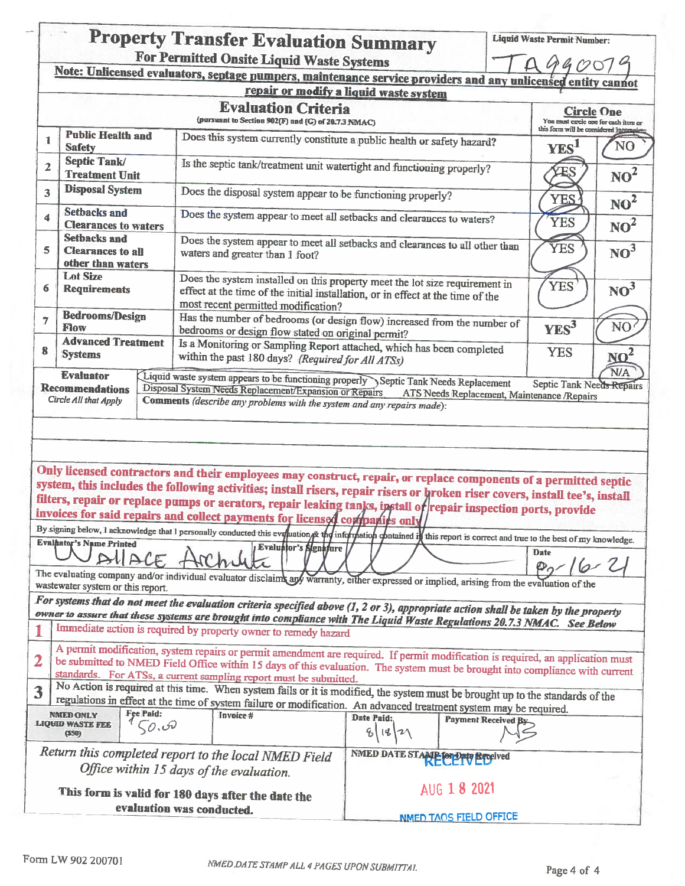# Property Transfer Evaluation Summary

## For Permitted Onsite Liquid Waste Systems

**Liquid Waste Permit Number:** TA 990079

**Note: Unlicensed evaluators, septage pumpers, maintenance service providers and any unlicensed entity cannot repair or modify a liquid waste system**

### Evaluation Criteria

(pursuant to Section 902(F) and (G) of 20.7.3 NMAC)

Circle One — You must circle one for each item or this form will be considered incomplete

| # | Item | Question | Circle One | |
|---|---|---|---|---|
| 1 | Public Health and Safety | Does this system currently constitute a public health or safety hazard? | YES[1] | NO (circled) |
| 2 | Septic Tank/ Treatment Unit | Is the septic tank/treatment unit watertight and functioning properly? | YES (circled) | NO[2] |
| 3 | Disposal System | Does the disposal system appear to be functioning properly? | YES (circled) | NO[2] |
| 4 | Setbacks and Clearances to waters | Does the system appear to meet all setbacks and clearances to waters? | YES (circled) | NO[2] |
| 5 | Setbacks and Clearances to all other than waters | Does the system appear to meet all setbacks and clearances to all other than waters and greater than 1 foot? | YES (circled) | NO[3] |
| 6 | Lot Size Requirements | Does the system installed on this property meet the lot size requirement in effect at the time of the initial installation, or in effect at the time of the most recent permitted modification? | YES (circled) | NO[3] |
| 7 | Bedrooms/Design Flow | Has the number of bedrooms (or design flow) increased from the number of bedrooms or design flow stated on original permit? | YES[3] | NO (circled) |
| 8 | Advanced Treatment Systems | Is a Monitoring or Sampling Report attached, which has been completed within the past 180 days? *(Required for All ATSs)* | YES | NO[2] / N/A (circled) |

**Evaluator Recommendations** *Circle All that Apply*: Liquid waste system appears to be functioning properly (circled) | Septic Tank Needs Replacement | Septic Tank Needs Repairs | Disposal System Needs Replacement/Expansion or Repairs | ATS Needs Replacement, Maintenance /Repairs

**Comments** *(describe any problems with the system and any repairs made)*:

**Only licensed contractors and their employees may construct, repair, or replace components of a permitted septic system, this includes the following activities; install risers, repair risers or broken riser covers, install tee's, install filters, repair or replace pumps or aerators, repair leaking tanks, install or repair inspection ports, provide invoices for said repairs and collect payments for licensed companies only**

By signing below, I acknowledge that I personally conducted this evaluation & the information contained in this report is correct and true to the best of my knowledge.

| Evaluator's Name Printed | Evaluator's Signature | Date |
|---|---|---|
| Wallace Architect | (signature) | 08-16-21 |

The evaluating company and/or individual evaluator disclaims any warranty, either expressed or implied, arising from the evaluation of the wastewater system or this report.

***For systems that do not meet the evaluation criteria specified above (1, 2 or 3), appropriate action shall be taken by the property owner to assure that these systems are brought into compliance with The Liquid Waste Regulations 20.7.3 NMAC. See Below***

1. Immediate action is required by property owner to remedy hazard
2. A permit modification, system repairs or permit amendment are required. If permit modification is required, an application must be submitted to NMED Field Office within 15 days of this evaluation. The system must be brought into compliance with current standards. For ATSs, a current sampling report must be submitted.
3. No Action is required at this time. When system fails or it is modified, the system must be brought up to the standards of the regulations in effect at the time of system failure or modification. An advanced treatment system may be required.

| NMED ONLY LIQUID WASTE FEE ($50) | Fee Paid: | Invoice # | Date Paid: | Payment Received By |
|---|---|---|---|---|
| | $50.00 | | 8/18/21 | MB |

*Return this completed report to the local NMED Field Office within 15 days of the evaluation.*

**This form is valid for 180 days after the date the evaluation was conducted.**

NMED DATE STAMP for Date Received: RECEIVED AUG 18 2021 NMED TAOS FIELD OFFICE

Form LW 902 200701

*NMED DATE STAMP ALL 4 PAGES UPON SUBMITTAL*